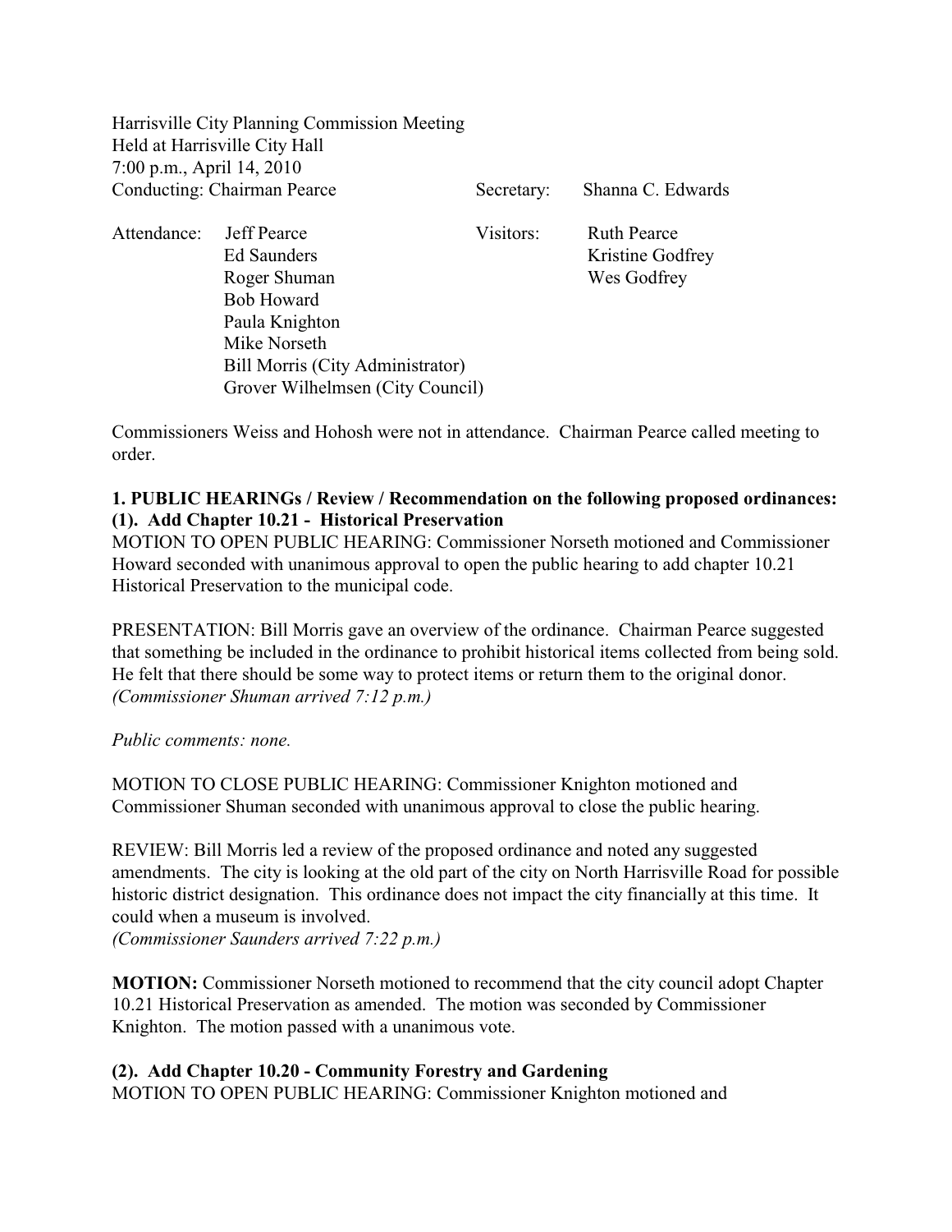Harrisville City Planning Commission Meeting
Held at Harrisville City Hall
7:00 p.m., April 14, 2010
Conducting: Chairman Pearce

Secretary: Shanna C. Edwards

Attendance:
- Jeff Pearce
- Ed Saunders
- Roger Shuman
- Bob Howard
- Paula Knighton
- Mike Norseth
- Bill Morris (City Administrator)
- Grover Wilhelmsen (City Council)

Visitors:
- Ruth Pearce
- Kristine Godfrey
- Wes Godfrey

Commissioners Weiss and Hohosh were not in attendance. Chairman Pearce called meeting to order.

**1. PUBLIC HEARINGs / Review / Recommendation on the following proposed ordinances:**
**(1). Add Chapter 10.21 - Historical Preservation**

MOTION TO OPEN PUBLIC HEARING: Commissioner Norseth motioned and Commissioner Howard seconded with unanimous approval to open the public hearing to add chapter 10.21 Historical Preservation to the municipal code.

PRESENTATION: Bill Morris gave an overview of the ordinance. Chairman Pearce suggested that something be included in the ordinance to prohibit historical items collected from being sold. He felt that there should be some way to protect items or return them to the original donor. *(Commissioner Shuman arrived 7:12 p.m.)*

*Public comments: none.*

MOTION TO CLOSE PUBLIC HEARING: Commissioner Knighton motioned and Commissioner Shuman seconded with unanimous approval to close the public hearing.

REVIEW: Bill Morris led a review of the proposed ordinance and noted any suggested amendments. The city is looking at the old part of the city on North Harrisville Road for possible historic district designation. This ordinance does not impact the city financially at this time. It could when a museum is involved.
*(Commissioner Saunders arrived 7:22 p.m.)*

**MOTION:** Commissioner Norseth motioned to recommend that the city council adopt Chapter 10.21 Historical Preservation as amended. The motion was seconded by Commissioner Knighton. The motion passed with a unanimous vote.

**(2). Add Chapter 10.20 - Community Forestry and Gardening**

MOTION TO OPEN PUBLIC HEARING: Commissioner Knighton motioned and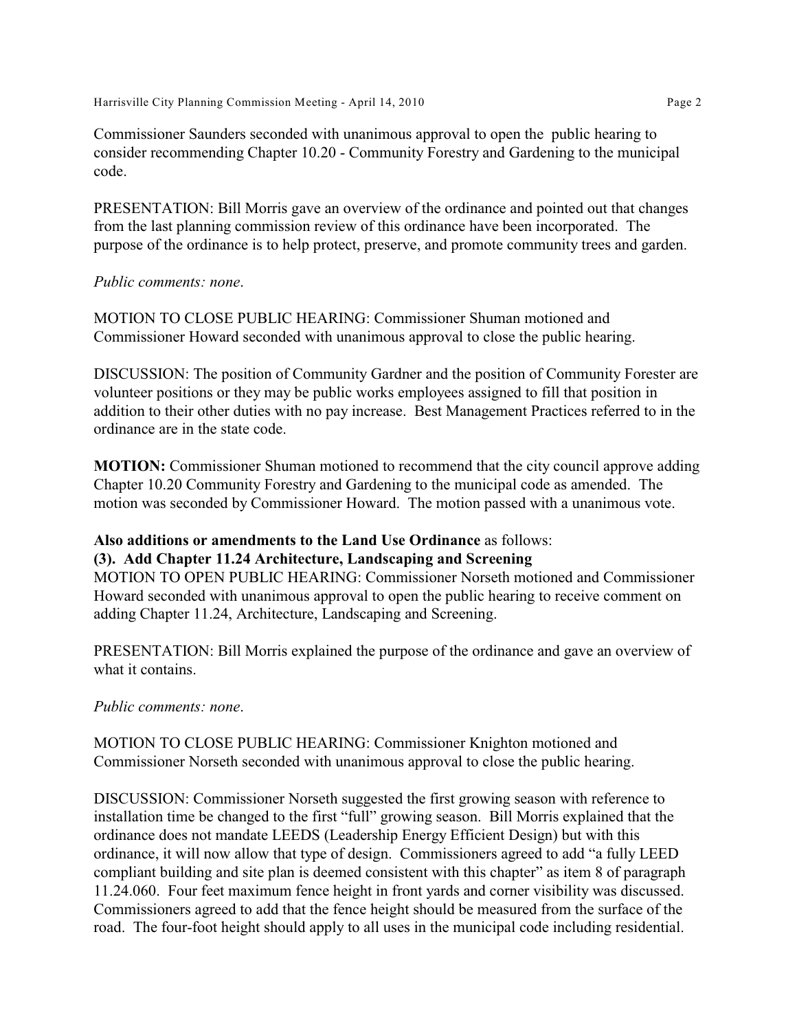Commissioner Saunders seconded with unanimous approval to open the public hearing to consider recommending Chapter 10.20 - Community Forestry and Gardening to the municipal code.

PRESENTATION: Bill Morris gave an overview of the ordinance and pointed out that changes from the last planning commission review of this ordinance have been incorporated. The purpose of the ordinance is to help protect, preserve, and promote community trees and garden.

*Public comments: none*.

MOTION TO CLOSE PUBLIC HEARING: Commissioner Shuman motioned and Commissioner Howard seconded with unanimous approval to close the public hearing.

DISCUSSION: The position of Community Gardner and the position of Community Forester are volunteer positions or they may be public works employees assigned to fill that position in addition to their other duties with no pay increase. Best Management Practices referred to in the ordinance are in the state code.

**MOTION:** Commissioner Shuman motioned to recommend that the city council approve adding Chapter 10.20 Community Forestry and Gardening to the municipal code as amended. The motion was seconded by Commissioner Howard. The motion passed with a unanimous vote.

**Also additions or amendments to the Land Use Ordinance** as follows:
**(3). Add Chapter 11.24 Architecture, Landscaping and Screening**
MOTION TO OPEN PUBLIC HEARING: Commissioner Norseth motioned and Commissioner Howard seconded with unanimous approval to open the public hearing to receive comment on adding Chapter 11.24, Architecture, Landscaping and Screening.

PRESENTATION: Bill Morris explained the purpose of the ordinance and gave an overview of what it contains.

*Public comments: none*.

MOTION TO CLOSE PUBLIC HEARING: Commissioner Knighton motioned and Commissioner Norseth seconded with unanimous approval to close the public hearing.

DISCUSSION: Commissioner Norseth suggested the first growing season with reference to installation time be changed to the first "full" growing season. Bill Morris explained that the ordinance does not mandate LEEDS (Leadership Energy Efficient Design) but with this ordinance, it will now allow that type of design. Commissioners agreed to add "a fully LEED compliant building and site plan is deemed consistent with this chapter" as item 8 of paragraph 11.24.060. Four feet maximum fence height in front yards and corner visibility was discussed. Commissioners agreed to add that the fence height should be measured from the surface of the road. The four-foot height should apply to all uses in the municipal code including residential.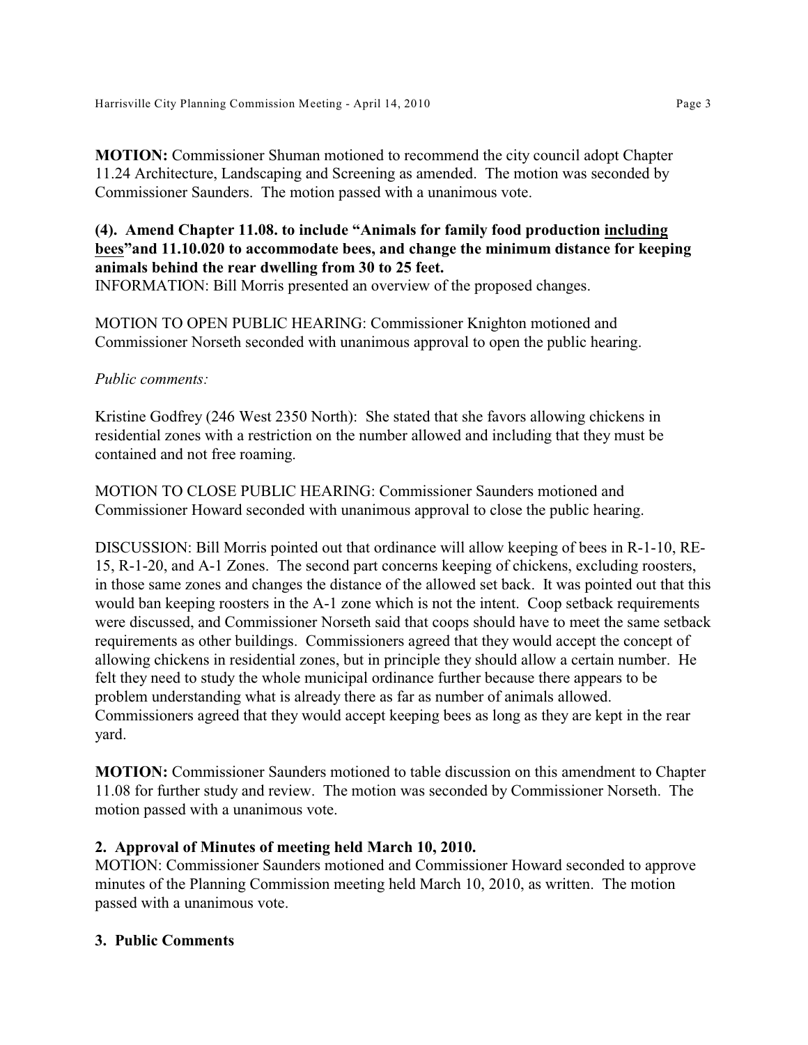**MOTION:** Commissioner Shuman motioned to recommend the city council adopt Chapter 11.24 Architecture, Landscaping and Screening as amended. The motion was seconded by Commissioner Saunders. The motion passed with a unanimous vote.

**(4). Amend Chapter 11.08. to include "Animals for family food production <u>including bees</u>"and 11.10.020 to accommodate bees, and change the minimum distance for keeping animals behind the rear dwelling from 30 to 25 feet.**

INFORMATION: Bill Morris presented an overview of the proposed changes.

MOTION TO OPEN PUBLIC HEARING: Commissioner Knighton motioned and Commissioner Norseth seconded with unanimous approval to open the public hearing.

*Public comments:*

Kristine Godfrey (246 West 2350 North): She stated that she favors allowing chickens in residential zones with a restriction on the number allowed and including that they must be contained and not free roaming.

MOTION TO CLOSE PUBLIC HEARING: Commissioner Saunders motioned and Commissioner Howard seconded with unanimous approval to close the public hearing.

DISCUSSION: Bill Morris pointed out that ordinance will allow keeping of bees in R-1-10, RE-15, R-1-20, and A-1 Zones. The second part concerns keeping of chickens, excluding roosters, in those same zones and changes the distance of the allowed set back. It was pointed out that this would ban keeping roosters in the A-1 zone which is not the intent. Coop setback requirements were discussed, and Commissioner Norseth said that coops should have to meet the same setback requirements as other buildings. Commissioners agreed that they would accept the concept of allowing chickens in residential zones, but in principle they should allow a certain number. He felt they need to study the whole municipal ordinance further because there appears to be problem understanding what is already there as far as number of animals allowed. Commissioners agreed that they would accept keeping bees as long as they are kept in the rear yard.

**MOTION:** Commissioner Saunders motioned to table discussion on this amendment to Chapter 11.08 for further study and review. The motion was seconded by Commissioner Norseth. The motion passed with a unanimous vote.

**2. Approval of Minutes of meeting held March 10, 2010.**

MOTION: Commissioner Saunders motioned and Commissioner Howard seconded to approve minutes of the Planning Commission meeting held March 10, 2010, as written. The motion passed with a unanimous vote.

**3. Public Comments**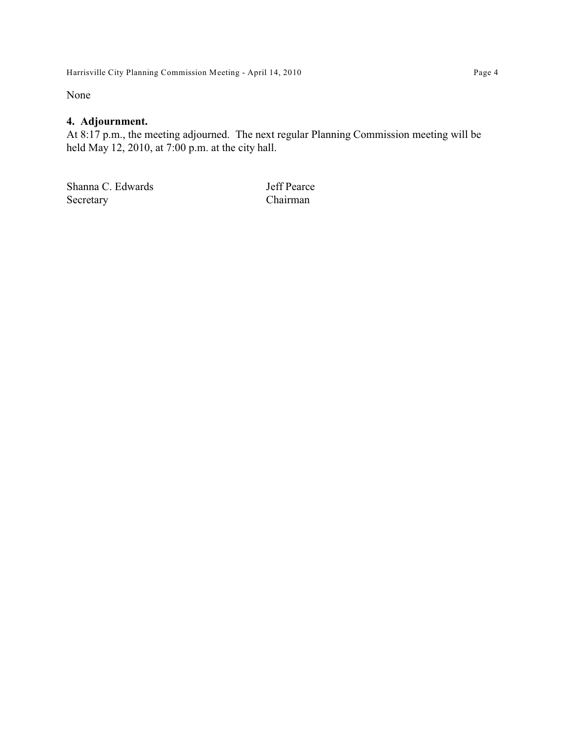None

## 4. Adjournment.

At 8:17 p.m., the meeting adjourned. The next regular Planning Commission meeting will be held May 12, 2010, at 7:00 p.m. at the city hall.

| | |
|---|---|
| Shanna C. Edwards | Jeff Pearce |
| Secretary | Chairman |